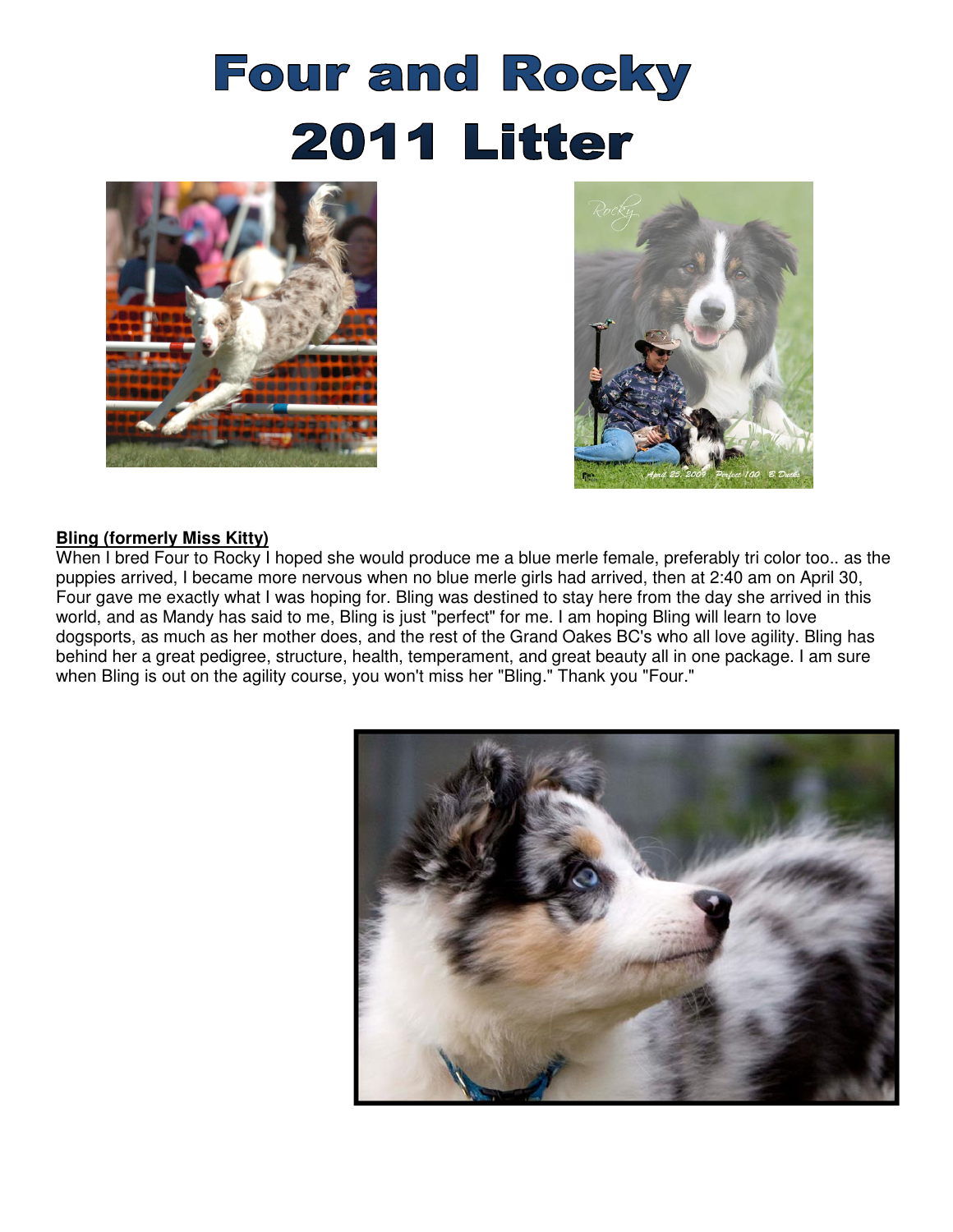# Four and Rocky 2011 Litter

**Bling (formerly Miss Kitty)**

When I bred Four to Rocky I hoped she would produce me a blue merle female, preferably tri color too.. as the puppies arrived, I became more nervous when no blue merle girls had arrived, then at 2:40 am on April 30, Four gave me exactly what I was hoping for. Bling was destined to stay here from the day she arrived in this world, and as Mandy has said to me, Bling is just "perfect" for me. I am hoping Bling will learn to love dogsports, as much as her mother does, and the rest of the Grand Oakes BC's who all love agility. Bling has behind her a great pedigree, structure, health, temperament, and great beauty all in one package. I am sure when Bling is out on the agility course, you won't miss her "Bling." Thank you "Four."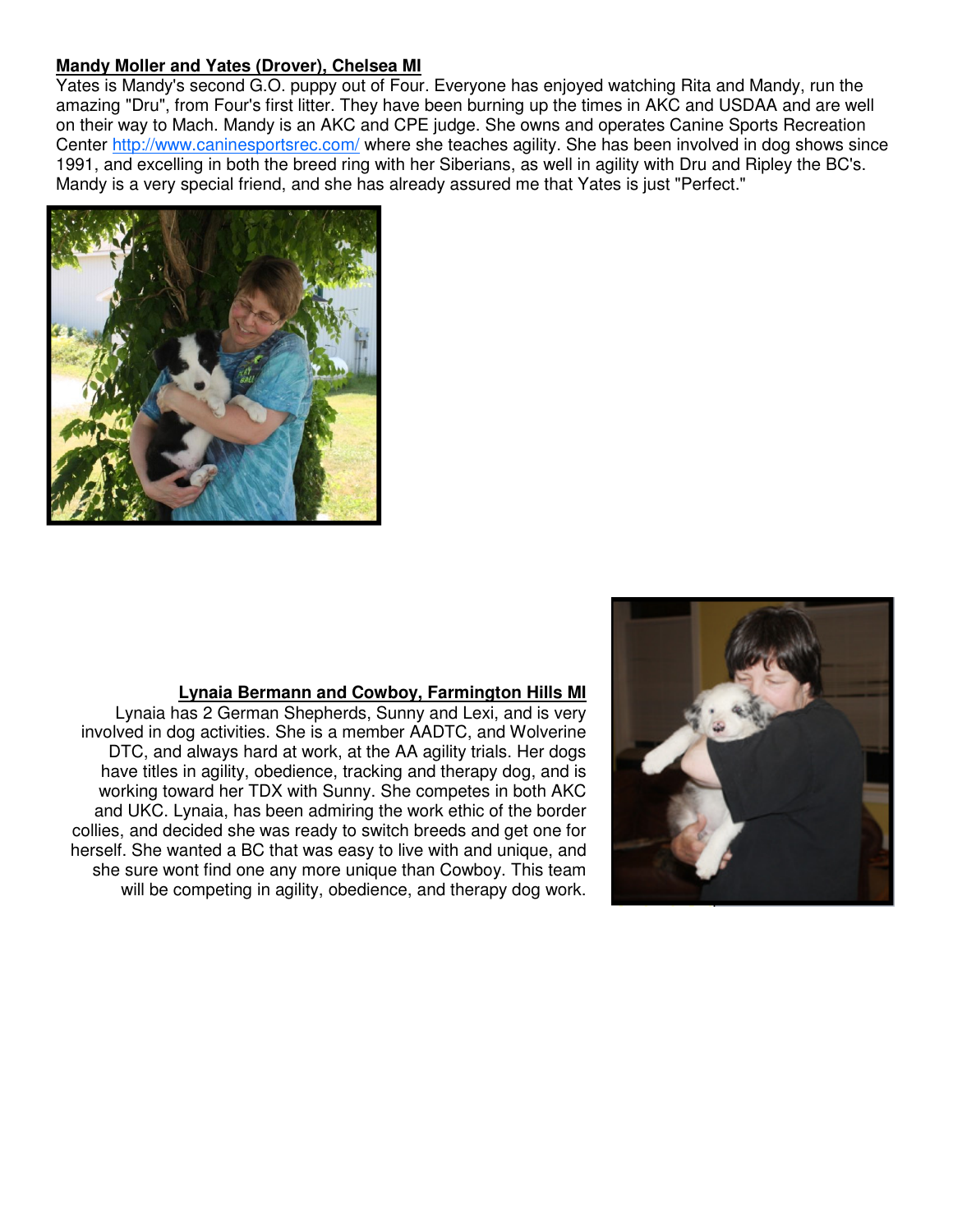**Mandy Moller and Yates (Drover), Chelsea MI**

Yates is Mandy's second G.O. puppy out of Four. Everyone has enjoyed watching Rita and Mandy, run the amazing "Dru", from Four's first litter. They have been burning up the times in AKC and USDAA and are well on their way to Mach. Mandy is an AKC and CPE judge. She owns and operates Canine Sports Recreation Center http://www.caninesportsrec.com/ where she teaches agility. She has been involved in dog shows since 1991, and excelling in both the breed ring with her Siberians, as well in agility with Dru and Ripley the BC's. Mandy is a very special friend, and she has already assured me that Yates is just "Perfect."

**Lynaia Bermann and Cowboy, Farmington Hills MI**

Lynaia has 2 German Shepherds, Sunny and Lexi, and is very involved in dog activities. She is a member AADTC, and Wolverine DTC, and always hard at work, at the AA agility trials. Her dogs have titles in agility, obedience, tracking and therapy dog, and is working toward her TDX with Sunny. She competes in both AKC and UKC. Lynaia, has been admiring the work ethic of the border collies, and decided she was ready to switch breeds and get one for herself. She wanted a BC that was easy to live with and unique, and she sure wont find one any more unique than Cowboy. This team will be competing in agility, obedience, and therapy dog work.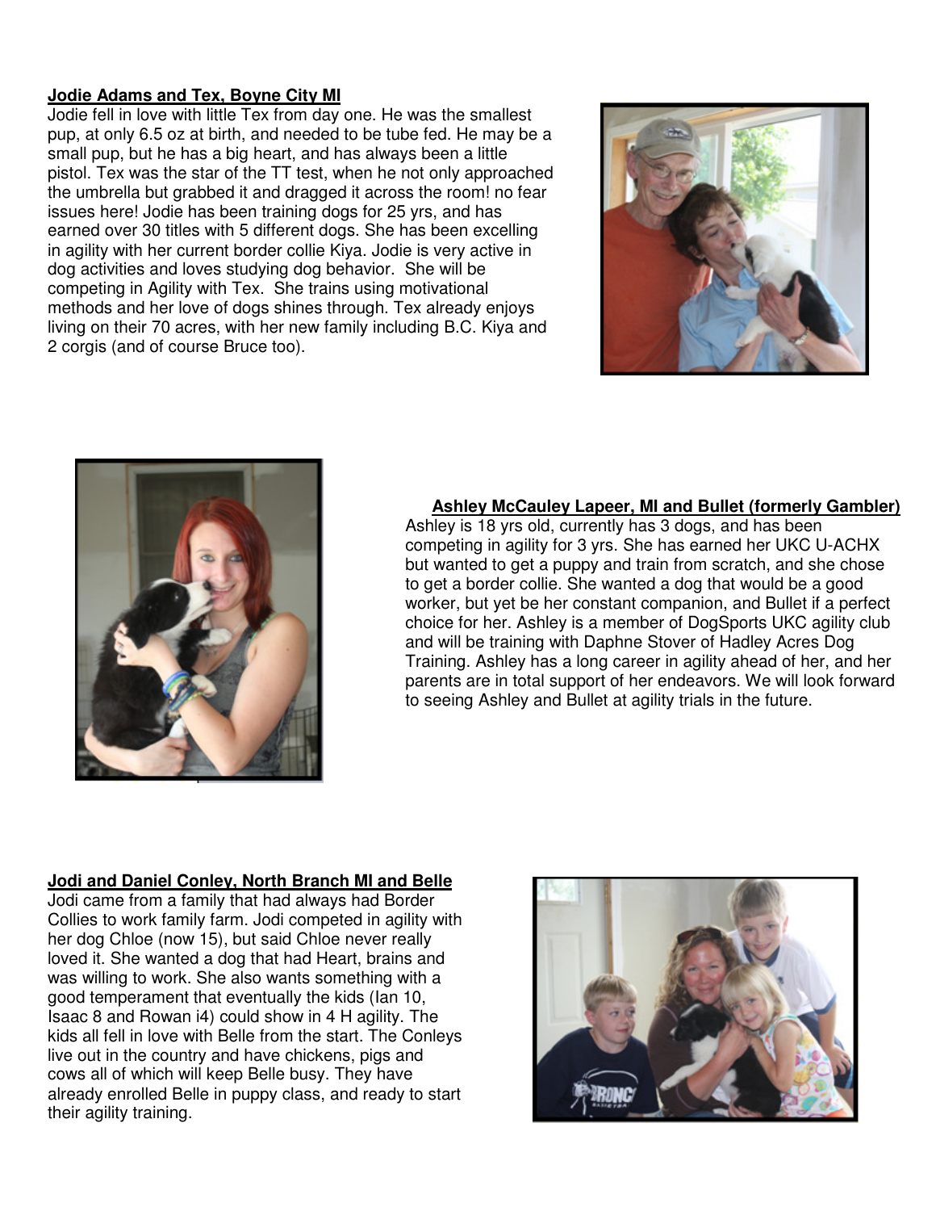**Jodie Adams and Tex, Boyne City MI**

Jodie fell in love with little Tex from day one. He was the smallest pup, at only 6.5 oz at birth, and needed to be tube fed. He may be a small pup, but he has a big heart, and has always been a little pistol. Tex was the star of the TT test, when he not only approached the umbrella but grabbed it and dragged it across the room! no fear issues here! Jodie has been training dogs for 25 yrs, and has earned over 30 titles with 5 different dogs. She has been excelling in agility with her current border collie Kiya. Jodie is very active in dog activities and loves studying dog behavior. She will be competing in Agility with Tex. She trains using motivational methods and her love of dogs shines through. Tex already enjoys living on their 70 acres, with her new family including B.C. Kiya and 2 corgis (and of course Bruce too).

**Ashley McCauley Lapeer, MI and Bullet (formerly Gambler)**

Ashley is 18 yrs old, currently has 3 dogs, and has been competing in agility for 3 yrs. She has earned her UKC U-ACHX but wanted to get a puppy and train from scratch, and she chose to get a border collie. She wanted a dog that would be a good worker, but yet be her constant companion, and Bullet if a perfect choice for her. Ashley is a member of DogSports UKC agility club and will be training with Daphne Stover of Hadley Acres Dog Training. Ashley has a long career in agility ahead of her, and her parents are in total support of her endeavors. We will look forward to seeing Ashley and Bullet at agility trials in the future.

**Jodi and Daniel Conley, North Branch MI and Belle**

Jodi came from a family that had always had Border Collies to work family farm. Jodi competed in agility with her dog Chloe (now 15), but said Chloe never really loved it. She wanted a dog that had Heart, brains and was willing to work. She also wants something with a good temperament that eventually the kids (Ian 10, Isaac 8 and Rowan i4) could show in 4 H agility. The kids all fell in love with Belle from the start. The Conleys live out in the country and have chickens, pigs and cows all of which will keep Belle busy. They have already enrolled Belle in puppy class, and ready to start their agility training.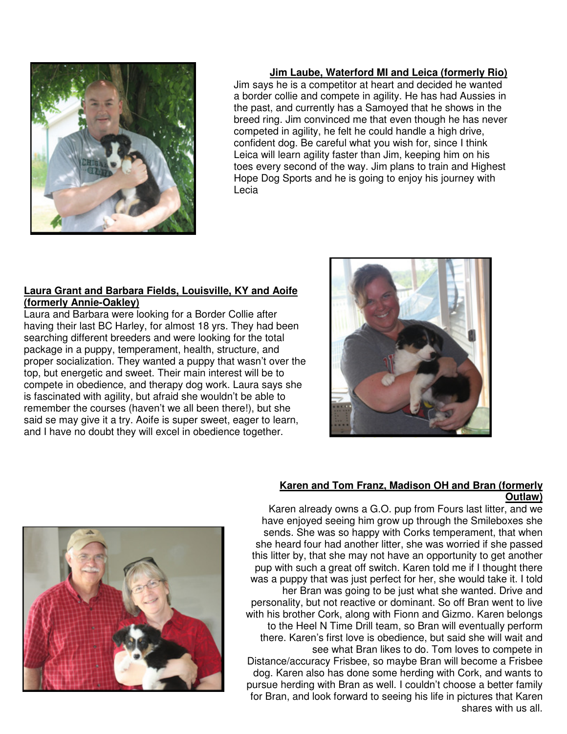**Jim Laube, Waterford MI and Leica (formerly Rio)**

Jim says he is a competitor at heart and decided he wanted a border collie and compete in agility. He has had Aussies in the past, and currently has a Samoyed that he shows in the breed ring. Jim convinced me that even though he has never competed in agility, he felt he could handle a high drive, confident dog. Be careful what you wish for, since I think Leica will learn agility faster than Jim, keeping him on his toes every second of the way. Jim plans to train and Highest Hope Dog Sports and he is going to enjoy his journey with Lecia

**Laura Grant and Barbara Fields, Louisville, KY and Aoife (formerly Annie-Oakley)**

Laura and Barbara were looking for a Border Collie after having their last BC Harley, for almost 18 yrs. They had been searching different breeders and were looking for the total package in a puppy, temperament, health, structure, and proper socialization. They wanted a puppy that wasn't over the top, but energetic and sweet. Their main interest will be to compete in obedience, and therapy dog work. Laura says she is fascinated with agility, but afraid she wouldn't be able to remember the courses (haven't we all been there!), but she said se may give it a try. Aoife is super sweet, eager to learn, and I have no doubt they will excel in obedience together.

**Karen and Tom Franz, Madison OH and Bran (formerly Outlaw)**

Karen already owns a G.O. pup from Fours last litter, and we have enjoyed seeing him grow up through the Smileboxes she sends. She was so happy with Corks temperament, that when she heard four had another litter, she was worried if she passed this litter by, that she may not have an opportunity to get another pup with such a great off switch. Karen told me if I thought there was a puppy that was just perfect for her, she would take it. I told her Bran was going to be just what she wanted. Drive and personality, but not reactive or dominant. So off Bran went to live with his brother Cork, along with Fionn and Gizmo. Karen belongs to the Heel N Time Drill team, so Bran will eventually perform there. Karen's first love is obedience, but said she will wait and see what Bran likes to do. Tom loves to compete in Distance/accuracy Frisbee, so maybe Bran will become a Frisbee dog. Karen also has done some herding with Cork, and wants to pursue herding with Bran as well. I couldn't choose a better family for Bran, and look forward to seeing his life in pictures that Karen shares with us all.